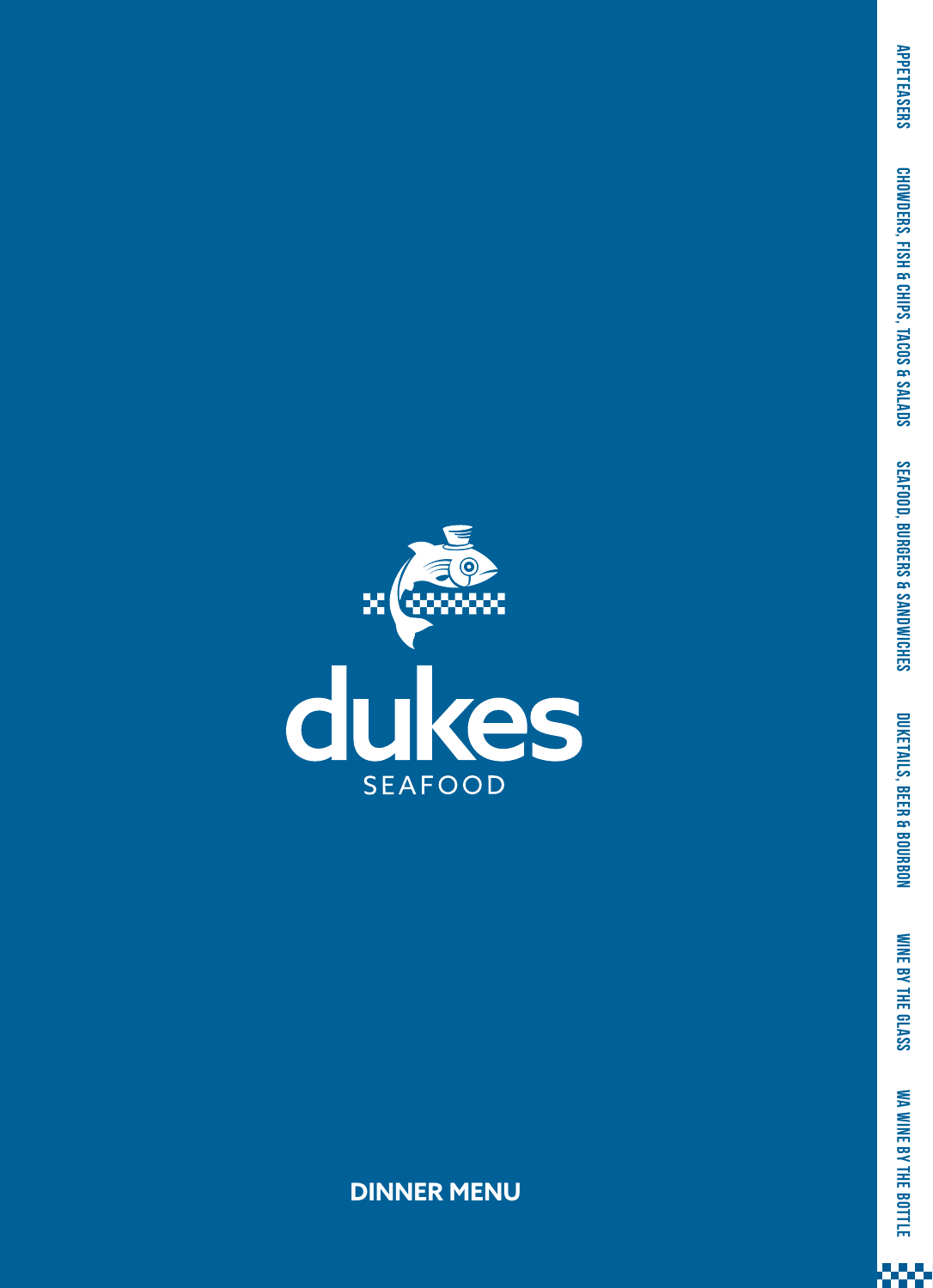# dukes

SEAFOOD

## DINNER MENU

- APPETEASERS
- CHOWDERS, FISH & CHIPS, TACOS & SALADS
- SEAFOOD, BURGERS & SANDWICHES
- DUKETAILS, BEER & BOURBON
- WINE BY THE GLASS
- WA WINE BY THE BOTTLE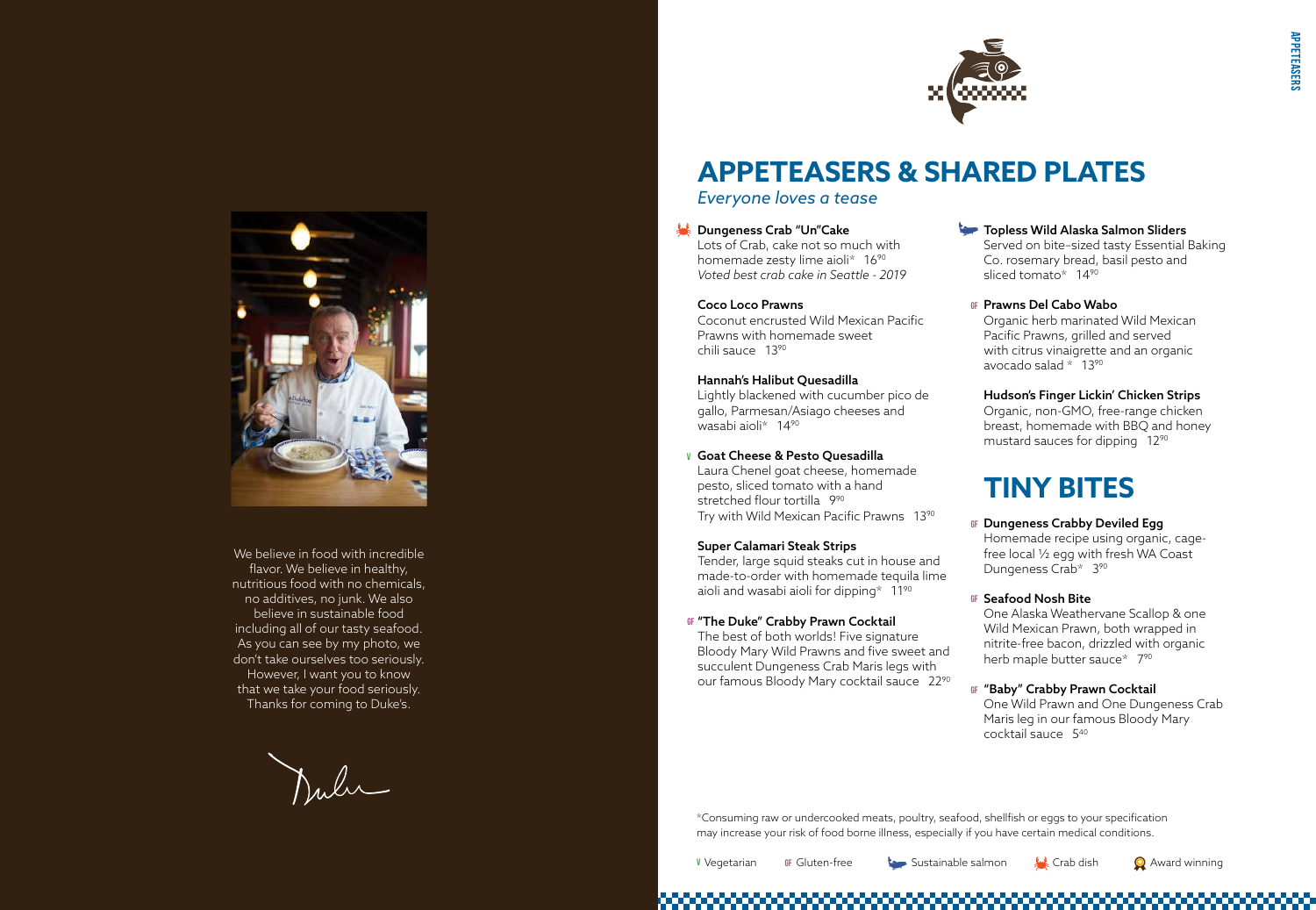We believe in food with incredible flavor. We believe in healthy, nutritious food with no chemicals, no additives, no junk. We also believe in sustainable food including all of our tasty seafood. As you can see by my photo, we don't take ourselves too seriously. However, I want you to know that we take your food seriously. Thanks for coming to Duke's.

# APPETEASERS & SHARED PLATES

*Everyone loves a tease*

**Dungeness Crab "Un"Cake**
Lots of Crab, cake not so much with homemade zesty lime aioli* 16⁹⁰
*Voted best crab cake in Seattle - 2019*

**Coco Loco Prawns**
Coconut encrusted Wild Mexican Pacific Prawns with homemade sweet chili sauce 13⁹⁰

**Hannah's Halibut Quesadilla**
Lightly blackened with cucumber pico de gallo, Parmesan/Asiago cheeses and wasabi aioli* 14⁹⁰

V **Goat Cheese & Pesto Quesadilla**
Laura Chenel goat cheese, homemade pesto, sliced tomato with a hand stretched flour tortilla 9⁹⁰
Try with Wild Mexican Pacific Prawns 13⁹⁰

**Super Calamari Steak Strips**
Tender, large squid steaks cut in house and made-to-order with homemade tequila lime aioli and wasabi aioli for dipping* 11⁹⁰

GF **"The Duke" Crabby Prawn Cocktail**
The best of both worlds! Five signature Bloody Mary Wild Prawns and five sweet and succulent Dungeness Crab Maris legs with our famous Bloody Mary cocktail sauce 22⁹⁰

**Topless Wild Alaska Salmon Sliders**
Served on bite-sized tasty Essential Baking Co. rosemary bread, basil pesto and sliced tomato* 14⁹⁰

GF **Prawns Del Cabo Wabo**
Organic herb marinated Wild Mexican Pacific Prawns, grilled and served with citrus vinaigrette and an organic avocado salad * 13⁹⁰

**Hudson's Finger Lickin' Chicken Strips**
Organic, non-GMO, free-range chicken breast, homemade with BBQ and honey mustard sauces for dipping 12⁹⁰

# TINY BITES

GF **Dungeness Crabby Deviled Egg**
Homemade recipe using organic, cage-free local ½ egg with fresh WA Coast Dungeness Crab* 3⁹⁰

GF **Seafood Nosh Bite**
One Alaska Weathervane Scallop & one Wild Mexican Prawn, both wrapped in nitrite-free bacon, drizzled with organic herb maple butter sauce* 7⁹⁰

GF **"Baby" Crabby Prawn Cocktail**
One Wild Prawn and One Dungeness Crab Maris leg in our famous Bloody Mary cocktail sauce 5⁴⁰

*Consuming raw or undercooked meats, poultry, seafood, shellfish or eggs to your specification may increase your risk of food borne illness, especially if you have certain medical conditions.

V Vegetarian  GF Gluten-free  Sustainable salmon  Crab dish  Award winning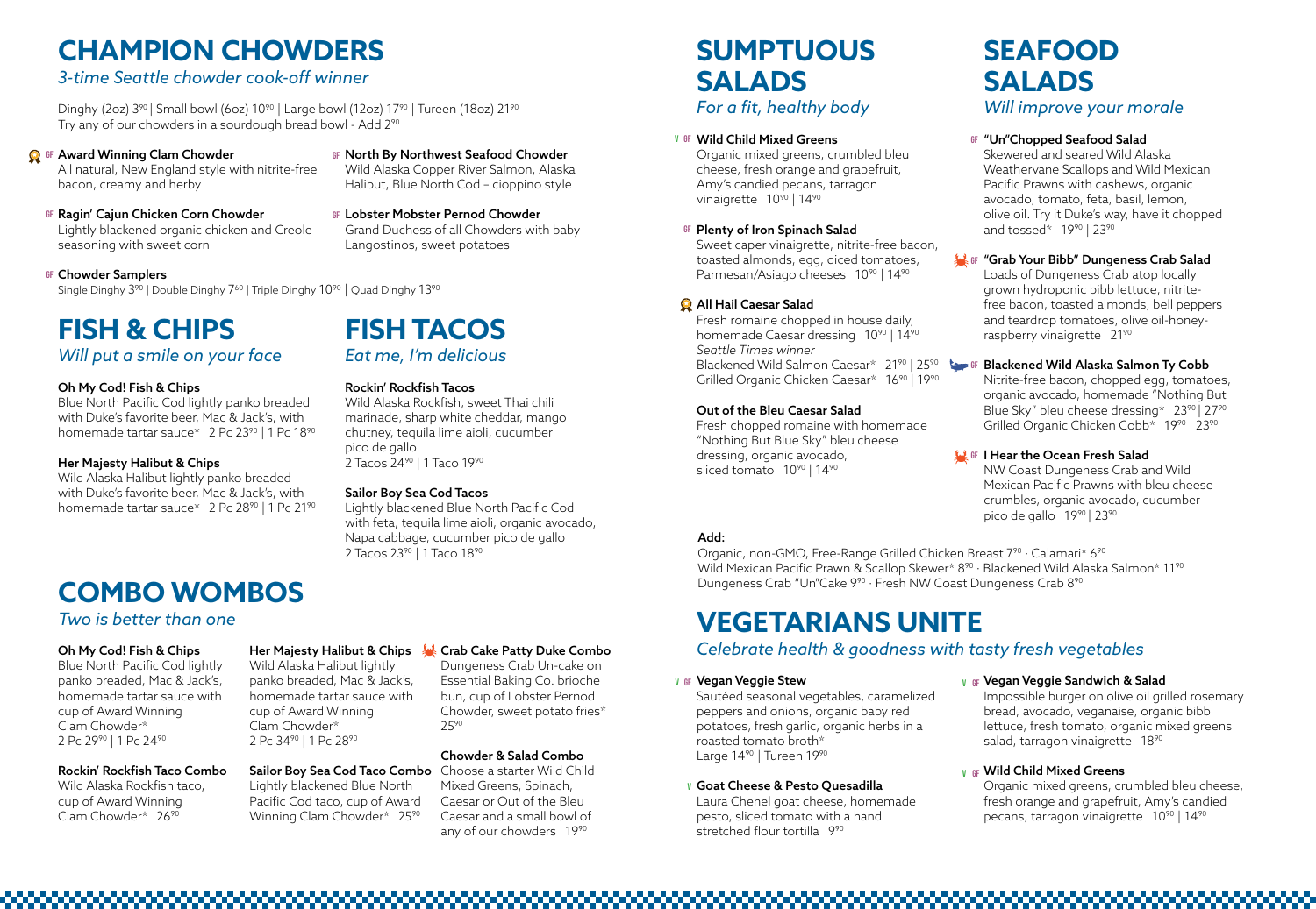# CHAMPION CHOWDERS

*3-time Seattle chowder cook-off winner*

Dinghy (2oz) 3⁹⁰ | Small bowl (6oz) 10⁹⁰ | Large bowl (12oz) 17⁹⁰ | Tureen (18oz) 21⁹⁰
Try any of our chowders in a sourdough bread bowl - Add 2⁹⁰

GF **Award Winning Clam Chowder**
All natural, New England style with nitrite-free bacon, creamy and herby

GF **Ragin' Cajun Chicken Corn Chowder**
Lightly blackened organic chicken and Creole seasoning with sweet corn

GF **North By Northwest Seafood Chowder**
Wild Alaska Copper River Salmon, Alaska Halibut, Blue North Cod – cioppino style

GF **Lobster Mobster Pernod Chowder**
Grand Duchess of all Chowders with baby Langostinos, sweet potatoes

GF **Chowder Samplers**
Single Dinghy 3⁹⁰ | Double Dinghy 7⁶⁰ | Triple Dinghy 10⁹⁰ | Quad Dinghy 13⁹⁰

# FISH & CHIPS

*Will put a smile on your face*

**Oh My Cod! Fish & Chips**
Blue North Pacific Cod lightly panko breaded with Duke's favorite beer, Mac & Jack's, with homemade tartar sauce* 2 Pc 23⁹⁰ | 1 Pc 18⁹⁰

**Her Majesty Halibut & Chips**
Wild Alaska Halibut lightly panko breaded with Duke's favorite beer, Mac & Jack's, with homemade tartar sauce* 2 Pc 28⁹⁰ | 1 Pc 21⁹⁰

# FISH TACOS

*Eat me, I'm delicious*

**Rockin' Rockfish Tacos**
Wild Alaska Rockfish, sweet Thai chili marinade, sharp white cheddar, mango chutney, tequila lime aioli, cucumber pico de gallo
2 Tacos 24⁹⁰ | 1 Taco 19⁹⁰

**Sailor Boy Sea Cod Tacos**
Lightly blackened Blue North Pacific Cod with feta, tequila lime aioli, organic avocado, Napa cabbage, cucumber pico de gallo
2 Tacos 23⁹⁰ | 1 Taco 18⁹⁰

# COMBO WOMBOS

*Two is better than one*

**Oh My Cod! Fish & Chips**
Blue North Pacific Cod lightly panko breaded, Mac & Jack's, homemade tartar sauce with cup of Award Winning Clam Chowder*
2 Pc 29⁹⁰ | 1 Pc 24⁹⁰

**Rockin' Rockfish Taco Combo**
Wild Alaska Rockfish taco, cup of Award Winning Clam Chowder* 26⁹⁰

**Her Majesty Halibut & Chips**
Wild Alaska Halibut lightly panko breaded, Mac & Jack's, homemade tartar sauce with cup of Award Winning Clam Chowder*
2 Pc 34⁹⁰ | 1 Pc 28⁹⁰

**Sailor Boy Sea Cod Taco Combo**
Lightly blackened Blue North Pacific Cod taco, cup of Award Winning Clam Chowder* 25⁹⁰

**Crab Cake Patty Duke Combo**
Dungeness Crab Un-cake on Essential Baking Co. brioche bun, cup of Lobster Pernod Chowder, sweet potato fries* 25⁹⁰

**Chowder & Salad Combo**
Choose a starter Wild Child Mixed Greens, Spinach, Caesar or Out of the Bleu Caesar and a small bowl of any of our chowders 19⁹⁰

# SUMPTUOUS SALADS

*For a fit, healthy body*

V GF **Wild Child Mixed Greens**
Organic mixed greens, crumbled bleu cheese, fresh orange and grapefruit, Amy's candied pecans, tarragon vinaigrette 10⁹⁰ | 14⁹⁰

GF **Plenty of Iron Spinach Salad**
Sweet caper vinaigrette, nitrite-free bacon, toasted almonds, egg, diced tomatoes, Parmesan/Asiago cheeses 10⁹⁰ | 14⁹⁰

**All Hail Caesar Salad**
Fresh romaine chopped in house daily, homemade Caesar dressing 10⁹⁰ | 14⁹⁰
*Seattle Times winner*
Blackened Wild Salmon Caesar* 21⁹⁰ | 25⁹⁰
Grilled Organic Chicken Caesar* 16⁹⁰ | 19⁹⁰

**Out of the Bleu Caesar Salad**
Fresh chopped romaine with homemade "Nothing But Blue Sky" bleu cheese dressing, organic avocado, sliced tomato 10⁹⁰ | 14⁹⁰

# SEAFOOD SALADS

*Will improve your morale*

GF **"Un"Chopped Seafood Salad**
Skewered and seared Wild Alaska Weathervane Scallops and Wild Mexican Pacific Prawns with cashews, organic avocado, tomato, feta, basil, lemon, olive oil. Try it Duke's way, have it chopped and tossed* 19⁹⁰ | 23⁹⁰

GF **"Grab Your Bibb" Dungeness Crab Salad**
Loads of Dungeness Crab atop locally grown hydroponic bibb lettuce, nitrite-free bacon, toasted almonds, bell peppers and teardrop tomatoes, olive oil-honey-raspberry vinaigrette 21⁹⁰

GF **Blackened Wild Alaska Salmon Ty Cobb**
Nitrite-free bacon, chopped egg, tomatoes, organic avocado, homemade "Nothing But Blue Sky" bleu cheese dressing* 23⁹⁰ | 27⁹⁰
Grilled Organic Chicken Cobb* 19⁹⁰ | 23⁹⁰

GF **I Hear the Ocean Fresh Salad**
NW Coast Dungeness Crab and Wild Mexican Pacific Prawns with bleu cheese crumbles, organic avocado, cucumber pico de gallo 19⁹⁰ | 23⁹⁰

**Add:**
Organic, non-GMO, Free-Range Grilled Chicken Breast 7⁹⁰ · Calamari* 6⁹⁰
Wild Mexican Pacific Prawn & Scallop Skewer* 8⁹⁰ · Blackened Wild Alaska Salmon* 11⁹⁰
Dungeness Crab "Un"Cake 9⁹⁰ · Fresh NW Coast Dungeness Crab 8⁹⁰

# VEGETARIANS UNITE

*Celebrate health & goodness with tasty fresh vegetables*

V GF **Vegan Veggie Stew**
Sautéed seasonal vegetables, caramelized peppers and onions, organic baby red potatoes, fresh garlic, organic herbs in a roasted tomato broth*
Large 14⁹⁰ | Tureen 19⁹⁰

V **Goat Cheese & Pesto Quesadilla**
Laura Chenel goat cheese, homemade pesto, sliced tomato with a hand stretched flour tortilla 9⁹⁰

V GF **Vegan Veggie Sandwich & Salad**
Impossible burger on olive oil grilled rosemary bread, avocado, veganaise, organic bibb lettuce, fresh tomato, organic mixed greens salad, tarragon vinaigrette 18⁹⁰

V GF **Wild Child Mixed Greens**
Organic mixed greens, crumbled bleu cheese, fresh orange and grapefruit, Amy's candied pecans, tarragon vinaigrette 10⁹⁰ | 14⁹⁰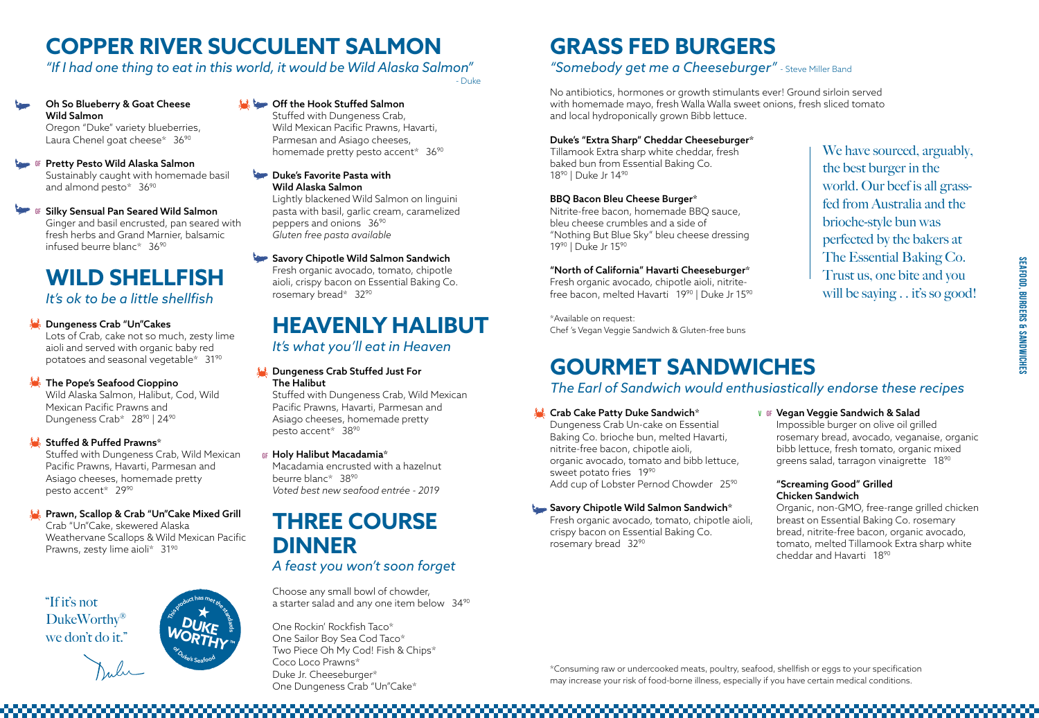# COPPER RIVER SUCCULENT SALMON

*"If I had one thing to eat in this world, it would be Wild Alaska Salmon"* - Duke

**Oh So Blueberry & Goat Cheese Wild Salmon**
Oregon "Duke" variety blueberries, Laura Chenel goat cheese* 36⁹⁰

GF **Pretty Pesto Wild Alaska Salmon**
Sustainably caught with homemade basil and almond pesto* 36⁹⁰

GF **Silky Sensual Pan Seared Wild Salmon**
Ginger and basil encrusted, pan seared with fresh herbs and Grand Marnier, balsamic infused beurre blanc* 36⁹⁰

**Off the Hook Stuffed Salmon**
Stuffed with Dungeness Crab, Wild Mexican Pacific Prawns, Havarti, Parmesan and Asiago cheeses, homemade pretty pesto accent* 36⁹⁰

**Duke's Favorite Pasta with Wild Alaska Salmon**
Lightly blackened Wild Salmon on linguini pasta with basil, garlic cream, caramelized peppers and onions 36⁹⁰
*Gluten free pasta available*

**Savory Chipotle Wild Salmon Sandwich**
Fresh organic avocado, tomato, chipotle aioli, crispy bacon on Essential Baking Co. rosemary bread* 32⁹⁰

# WILD SHELLFISH

*It's ok to be a little shellfish*

**Dungeness Crab "Un"Cakes**
Lots of Crab, cake not so much, zesty lime aioli and served with organic baby red potatoes and seasonal vegetable* 31⁹⁰

**The Pope's Seafood Cioppino**
Wild Alaska Salmon, Halibut, Cod, Wild Mexican Pacific Prawns and Dungeness Crab* 28⁹⁰ | 24⁹⁰

**Stuffed & Puffed Prawns***
Stuffed with Dungeness Crab, Wild Mexican Pacific Prawns, Havarti, Parmesan and Asiago cheeses, homemade pretty pesto accent* 29⁹⁰

**Prawn, Scallop & Crab "Un"Cake Mixed Grill**
Crab "Un"Cake, skewered Alaska Weathervane Scallops & Wild Mexican Pacific Prawns, zesty lime aioli* 31⁹⁰

# HEAVENLY HALIBUT

*It's what you'll eat in Heaven*

**Dungeness Crab Stuffed Just For The Halibut**
Stuffed with Dungeness Crab, Wild Mexican Pacific Prawns, Havarti, Parmesan and Asiago cheeses, homemade pretty pesto accent* 38⁹⁰

GF **Holy Halibut Macadamia***
Macadamia encrusted with a hazelnut beurre blanc* 38⁹⁰
*Voted best new seafood entrée - 2019*

# THREE COURSE DINNER

*A feast you won't soon forget*

Choose any small bowl of chowder, a starter salad and any one item below 34⁹⁰

One Rockin' Rockfish Taco*
One Sailor Boy Sea Cod Taco*
Two Piece Oh My Cod! Fish & Chips*
Coco Loco Prawns*
Duke Jr. Cheeseburger*
One Dungeness Crab "Un"Cake*

"If it's not DukeWorthy® we don't do it."

# GRASS FED BURGERS

*"Somebody get me a Cheeseburger"* - Steve Miller Band

No antibiotics, hormones or growth stimulants ever! Ground sirloin served with homemade mayo, fresh Walla Walla sweet onions, fresh sliced tomato and local hydroponically grown Bibb lettuce.

**Duke's "Extra Sharp" Cheddar Cheeseburger***
Tillamook Extra sharp white cheddar, fresh baked bun from Essential Baking Co.
18⁹⁰ | Duke Jr 14⁹⁰

**BBQ Bacon Bleu Cheese Burger***
Nitrite-free bacon, homemade BBQ sauce, bleu cheese crumbles and a side of "Nothing But Blue Sky" bleu cheese dressing
19⁹⁰ | Duke Jr 15⁹⁰

**"North of California" Havarti Cheeseburger***
Fresh organic avocado, chipotle aioli, nitrite-free bacon, melted Havarti 19⁹⁰ | Duke Jr 15⁹⁰

*Available on request:
Chef 's Vegan Veggie Sandwich & Gluten-free buns

We have sourced, arguably, the best burger in the world. Our beef is all grass-fed from Australia and the brioche-style bun was perfected by the bakers at The Essential Baking Co. Trust us, one bite and you will be saying . . it's so good!

# GOURMET SANDWICHES

*The Earl of Sandwich would enthusiastically endorse these recipes*

**Crab Cake Patty Duke Sandwich***
Dungeness Crab Un-cake on Essential Baking Co. brioche bun, melted Havarti, nitrite-free bacon, chipotle aioli, organic avocado, tomato and bibb lettuce, sweet potato fries 19⁹⁰
Add cup of Lobster Pernod Chowder 25⁹⁰

**Savory Chipotle Wild Salmon Sandwich***
Fresh organic avocado, tomato, chipotle aioli, crispy bacon on Essential Baking Co. rosemary bread 32⁹⁰

V GF **Vegan Veggie Sandwich & Salad**
Impossible burger on olive oil grilled rosemary bread, avocado, veganaise, organic bibb lettuce, fresh tomato, organic mixed greens salad, tarragon vinaigrette 18⁹⁰

**"Screaming Good" Grilled Chicken Sandwich**
Organic, non-GMO, free-range grilled chicken breast on Essential Baking Co. rosemary bread, nitrite-free bacon, organic avocado, tomato, melted Tillamook Extra sharp white cheddar and Havarti 18⁹⁰

*Consuming raw or undercooked meats, poultry, seafood, shellfish or eggs to your specification may increase your risk of food-borne illness, especially if you have certain medical conditions.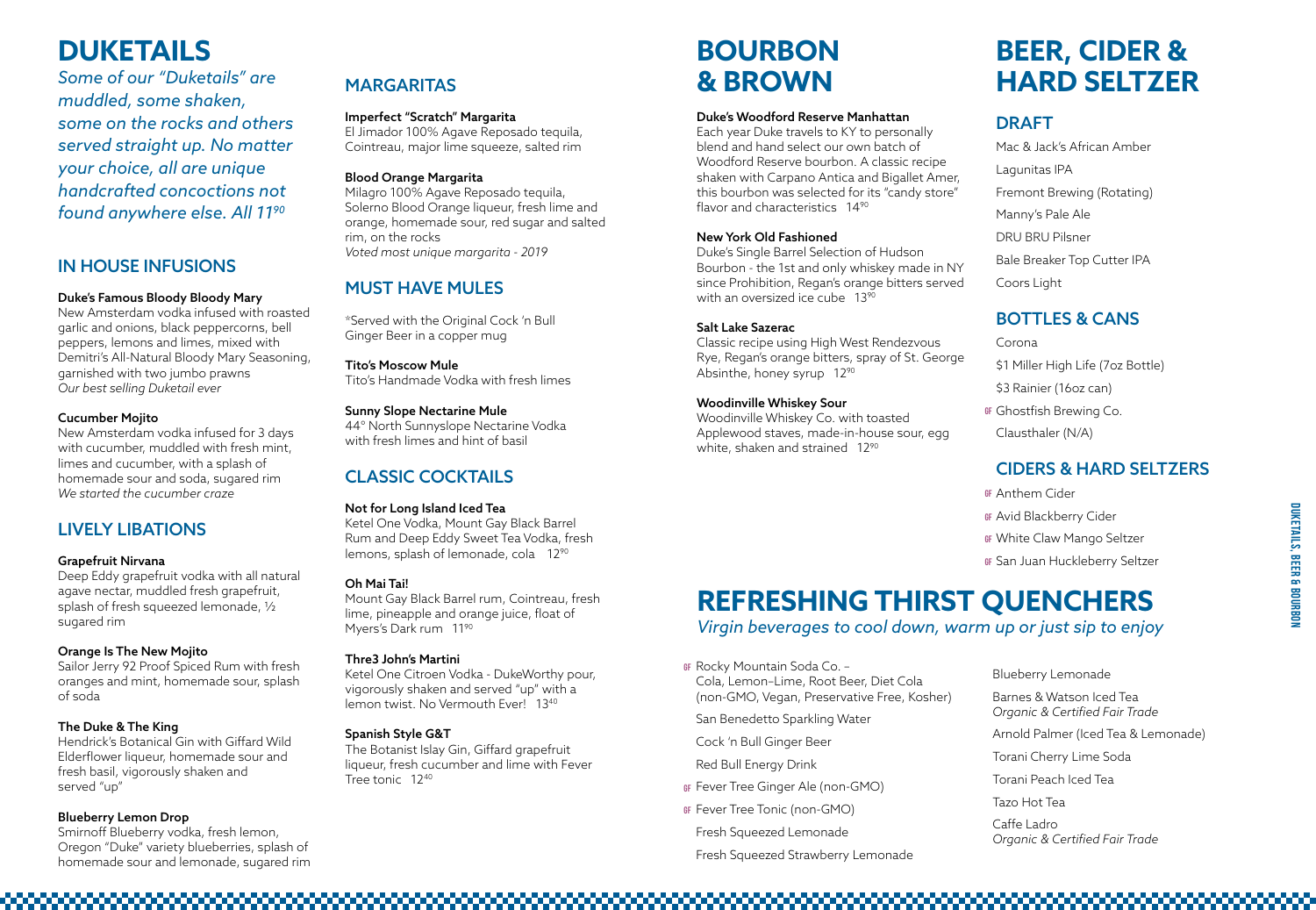# DUKETAILS

*Some of our "Duketails" are muddled, some shaken, some on the rocks and others served straight up. No matter your choice, all are unique handcrafted concoctions not found anywhere else. All 11[90]*

## IN HOUSE INFUSIONS

**Duke's Famous Bloody Bloody Mary**
New Amsterdam vodka infused with roasted garlic and onions, black peppercorns, bell peppers, lemons and limes, mixed with Demitri's All-Natural Bloody Mary Seasoning, garnished with two jumbo prawns
*Our best selling Duketail ever*

**Cucumber Mojito**
New Amsterdam vodka infused for 3 days with cucumber, muddled with fresh mint, limes and cucumber, with a splash of homemade sour and soda, sugared rim
*We started the cucumber craze*

## LIVELY LIBATIONS

**Grapefruit Nirvana**
Deep Eddy grapefruit vodka with all natural agave nectar, muddled fresh grapefruit, splash of fresh squeezed lemonade, ½ sugared rim

**Orange Is The New Mojito**
Sailor Jerry 92 Proof Spiced Rum with fresh oranges and mint, homemade sour, splash of soda

**The Duke & The King**
Hendrick's Botanical Gin with Giffard Wild Elderflower liqueur, homemade sour and fresh basil, vigorously shaken and served "up"

**Blueberry Lemon Drop**
Smirnoff Blueberry vodka, fresh lemon, Oregon "Duke" variety blueberries, splash of homemade sour and lemonade, sugared rim

## MARGARITAS

**Imperfect "Scratch" Margarita**
El Jimador 100% Agave Reposado tequila, Cointreau, major lime squeeze, salted rim

**Blood Orange Margarita**
Milagro 100% Agave Reposado tequila, Solerno Blood Orange liqueur, fresh lime and orange, homemade sour, red sugar and salted rim, on the rocks
*Voted most unique margarita - 2019*

## MUST HAVE MULES

*Served with the Original Cock 'n Bull Ginger Beer in a copper mug

**Tito's Moscow Mule**
Tito's Handmade Vodka with fresh limes

**Sunny Slope Nectarine Mule**
44° North Sunnyslope Nectarine Vodka with fresh limes and hint of basil

## CLASSIC COCKTAILS

**Not for Long Island Iced Tea**
Ketel One Vodka, Mount Gay Black Barrel Rum and Deep Eddy Sweet Tea Vodka, fresh lemons, splash of lemonade, cola 12[90]

**Oh Mai Tai!**
Mount Gay Black Barrel rum, Cointreau, fresh lime, pineapple and orange juice, float of Myers's Dark rum 11[90]

**Thre3 John's Martini**
Ketel One Citroen Vodka - DukeWorthy pour, vigorously shaken and served "up" with a lemon twist. No Vermouth Ever! 13[40]

**Spanish Style G&T**
The Botanist Islay Gin, Giffard grapefruit liqueur, fresh cucumber and lime with Fever Tree tonic 12[40]

# BOURBON & BROWN

**Duke's Woodford Reserve Manhattan**
Each year Duke travels to KY to personally blend and hand select our own batch of Woodford Reserve bourbon. A classic recipe shaken with Carpano Antica and Bigallet Amer, this bourbon was selected for its "candy store" flavor and characteristics 14[90]

**New York Old Fashioned**
Duke's Single Barrel Selection of Hudson Bourbon - the 1st and only whiskey made in NY since Prohibition, Regan's orange bitters served with an oversized ice cube 13[90]

**Salt Lake Sazerac**
Classic recipe using High West Rendezvous Rye, Regan's orange bitters, spray of St. George Absinthe, honey syrup 12[90]

**Woodinville Whiskey Sour**
Woodinville Whiskey Co. with toasted Applewood staves, made-in-house sour, egg white, shaken and strained 12[90]

# BEER, CIDER & HARD SELTZER

## DRAFT

- Mac & Jack's African Amber
- Lagunitas IPA
- Fremont Brewing (Rotating)
- Manny's Pale Ale
- DRU BRU Pilsner
- Bale Breaker Top Cutter IPA
- Coors Light

## BOTTLES & CANS

- Corona
- $1 Miller High Life (7oz Bottle)
- $3 Rainier (16oz can)
- GF Ghostfish Brewing Co.
- Clausthaler (N/A)

## CIDERS & HARD SELTZERS

- GF Anthem Cider
- GF Avid Blackberry Cider
- GF White Claw Mango Seltzer
- GF San Juan Huckleberry Seltzer

# REFRESHING THIRST QUENCHERS

*Virgin beverages to cool down, warm up or just sip to enjoy*

- GF Rocky Mountain Soda Co. – Cola, Lemon-Lime, Root Beer, Diet Cola (non-GMO, Vegan, Preservative Free, Kosher)
- San Benedetto Sparkling Water
- Cock 'n Bull Ginger Beer
- Red Bull Energy Drink
- GF Fever Tree Ginger Ale (non-GMO)
- GF Fever Tree Tonic (non-GMO)
- Fresh Squeezed Lemonade
- Fresh Squeezed Strawberry Lemonade
- Blueberry Lemonade
- Barnes & Watson Iced Tea *Organic & Certified Fair Trade*
- Arnold Palmer (Iced Tea & Lemonade)
- Torani Cherry Lime Soda
- Torani Peach Iced Tea
- Tazo Hot Tea
- Caffe Ladro *Organic & Certified Fair Trade*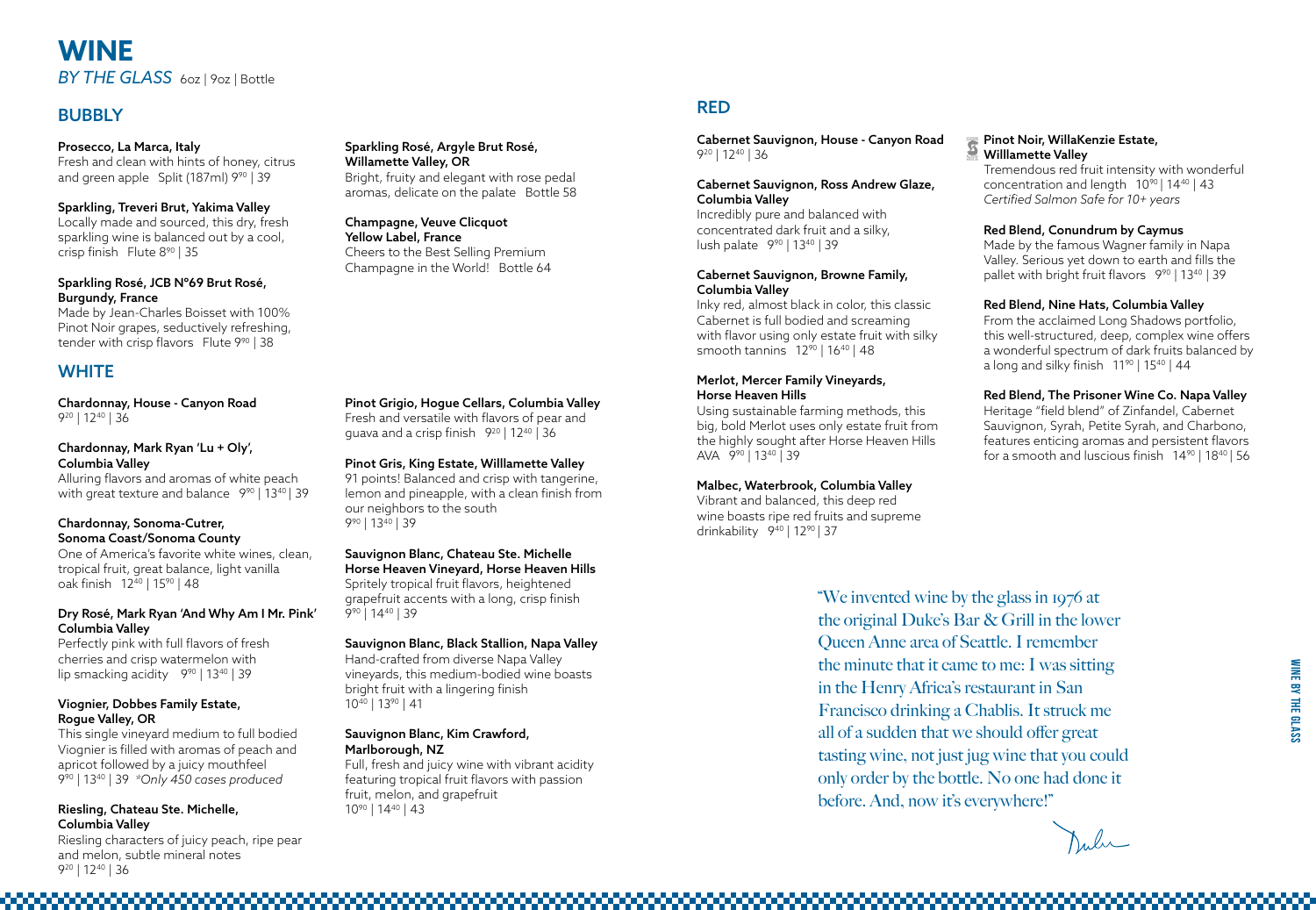# WINE

*BY THE GLASS* 6oz | 9oz | Bottle

## BUBBLY

**Prosecco, La Marca, Italy**
Fresh and clean with hints of honey, citrus and green apple Split (187ml) 9⁹⁰ | 39

**Sparkling, Treveri Brut, Yakima Valley**
Locally made and sourced, this dry, fresh sparkling wine is balanced out by a cool, crisp finish Flute 8⁹⁰ | 35

**Sparkling Rosé, JCB N°69 Brut Rosé, Burgundy, France**
Made by Jean-Charles Boisset with 100% Pinot Noir grapes, seductively refreshing, tender with crisp flavors Flute 9⁹⁰ | 38

**Sparkling Rosé, Argyle Brut Rosé, Willamette Valley, OR**
Bright, fruity and elegant with rose pedal aromas, delicate on the palate Bottle 58

**Champagne, Veuve Clicquot Yellow Label, France**
Cheers to the Best Selling Premium Champagne in the World! Bottle 64

## WHITE

**Chardonnay, House - Canyon Road**
9²⁰ | 12⁴⁰ | 36

**Chardonnay, Mark Ryan 'Lu + Oly', Columbia Valley**
Alluring flavors and aromas of white peach with great texture and balance 9⁹⁰ | 13⁴⁰ | 39

**Chardonnay, Sonoma-Cutrer, Sonoma Coast/Sonoma County**
One of America's favorite white wines, clean, tropical fruit, great balance, light vanilla oak finish 12⁴⁰ | 15⁹⁰ | 48

**Dry Rosé, Mark Ryan 'And Why Am I Mr. Pink' Columbia Valley**
Perfectly pink with full flavors of fresh cherries and crisp watermelon with lip smacking acidity 9⁹⁰ | 13⁴⁰ | 39

**Viognier, Dobbes Family Estate, Rogue Valley, OR**
This single vineyard medium to full bodied Viognier is filled with aromas of peach and apricot followed by a juicy mouthfeel
9⁹⁰ | 13⁴⁰ | 39 *\*Only 450 cases produced*

**Riesling, Chateau Ste. Michelle, Columbia Valley**
Riesling characters of juicy peach, ripe pear and melon, subtle mineral notes
9²⁰ | 12⁴⁰ | 36

**Pinot Grigio, Hogue Cellars, Columbia Valley**
Fresh and versatile with flavors of pear and guava and a crisp finish 9²⁰ | 12⁴⁰ | 36

**Pinot Gris, King Estate, Willlamette Valley**
91 points! Balanced and crisp with tangerine, lemon and pineapple, with a clean finish from our neighbors to the south
9⁹⁰ | 13⁴⁰ | 39

**Sauvignon Blanc, Chateau Ste. Michelle Horse Heaven Vineyard, Horse Heaven Hills**
Spritely tropical fruit flavors, heightened grapefruit accents with a long, crisp finish
9⁹⁰ | 14⁴⁰ | 39

**Sauvignon Blanc, Black Stallion, Napa Valley**
Hand-crafted from diverse Napa Valley vineyards, this medium-bodied wine boasts bright fruit with a lingering finish
10⁴⁰ | 13⁹⁰ | 41

**Sauvignon Blanc, Kim Crawford, Marlborough, NZ**
Full, fresh and juicy wine with vibrant acidity featuring tropical fruit flavors with passion fruit, melon, and grapefruit
10⁹⁰ | 14⁴⁰ | 43

## RED

**Cabernet Sauvignon, House - Canyon Road**
9²⁰ | 12⁴⁰ | 36

**Cabernet Sauvignon, Ross Andrew Glaze, Columbia Valley**
Incredibly pure and balanced with concentrated dark fruit and a silky, lush palate 9⁹⁰ | 13⁴⁰ | 39

**Cabernet Sauvignon, Browne Family, Columbia Valley**
Inky red, almost black in color, this classic Cabernet is full bodied and screaming with flavor using only estate fruit with silky smooth tannins 12⁹⁰ | 16⁴⁰ | 48

**Merlot, Mercer Family Vineyards, Horse Heaven Hills**
Using sustainable farming methods, this big, bold Merlot uses only estate fruit from the highly sought after Horse Heaven Hills AVA 9⁹⁰ | 13⁴⁰ | 39

**Malbec, Waterbrook, Columbia Valley**
Vibrant and balanced, this deep red wine boasts ripe red fruits and supreme drinkability 9⁴⁰ | 12⁹⁰ | 37

**Pinot Noir, WillaKenzie Estate, Willlamette Valley**
Tremendous red fruit intensity with wonderful concentration and length 10⁹⁰ | 14⁴⁰ | 43
*Certified Salmon Safe for 10+ years*

**Red Blend, Conundrum by Caymus**
Made by the famous Wagner family in Napa Valley. Serious yet down to earth and fills the pallet with bright fruit flavors 9⁹⁰ | 13⁴⁰ | 39

**Red Blend, Nine Hats, Columbia Valley**
From the acclaimed Long Shadows portfolio, this well-structured, deep, complex wine offers a wonderful spectrum of dark fruits balanced by a long and silky finish 11⁹⁰ | 15⁴⁰ | 44

**Red Blend, The Prisoner Wine Co. Napa Valley**
Heritage "field blend" of Zinfandel, Cabernet Sauvignon, Syrah, Petite Syrah, and Charbono, features enticing aromas and persistent flavors for a smooth and luscious finish 14⁹⁰ | 18⁴⁰ | 56

"We invented wine by the glass in 1976 at the original Duke's Bar & Grill in the lower Queen Anne area of Seattle. I remember the minute that it came to me: I was sitting in the Henry Africa's restaurant in San Francisco drinking a Chablis. It struck me all of a sudden that we should offer great tasting wine, not just jug wine that you could only order by the bottle. No one had done it before. And, now it's everywhere!"

Duke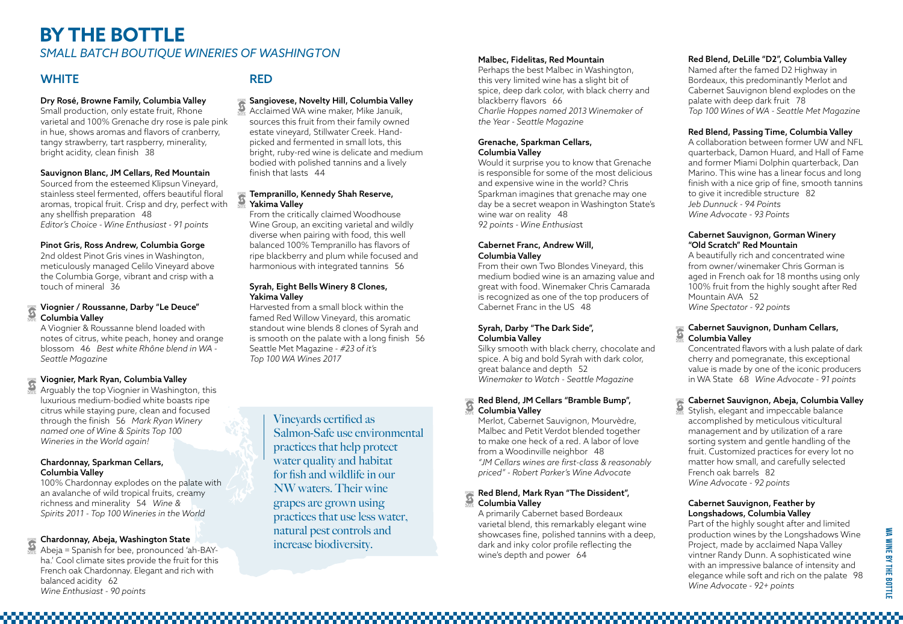# BY THE BOTTLE

*SMALL BATCH BOUTIQUE WINERIES OF WASHINGTON*

## WHITE

**Dry Rosé, Browne Family, Columbia Valley**
Small production, only estate fruit, Rhone varietal and 100% Grenache dry rosé is pale pink in hue, shows aromas and flavors of cranberry, tangy strawberry, tart raspberry, minerality, bright acidity, clean finish 38

**Sauvignon Blanc, JM Cellars, Red Mountain**
Sourced from the esteemed Klipsun Vineyard, stainless steel fermented, offers beautiful floral aromas, tropical fruit. Crisp and dry, perfect with any shellfish preparation 48
*Editor's Choice - Wine Enthusiast - 91 points*

**Pinot Gris, Ross Andrew, Columbia Gorge**
2nd oldest Pinot Gris vines in Washington, meticulously managed Celilo Vineyard above the Columbia Gorge, vibrant and crisp with a touch of mineral 36

**Viognier / Roussanne, Darby "Le Deuce" Columbia Valley**
A Viognier & Roussanne blend loaded with notes of citrus, white peach, honey and orange blossom 46 *Best white Rhône blend in WA - Seattle Magazine*

**Viognier, Mark Ryan, Columbia Valley**
Arguably the top Viognier in Washington, this luxurious medium-bodied white boasts ripe citrus while staying pure, clean and focused through the finish 56 *Mark Ryan Winery named one of Wine & Spirits Top 100 Wineries in the World again!*

**Chardonnay, Sparkman Cellars, Columbia Valley**
100% Chardonnay explodes on the palate with an avalanche of wild tropical fruits, creamy richness and minerality 54 *Wine & Spirits 2011 - Top 100 Wineries in the World*

**Chardonnay, Abeja, Washington State**
Abeja = Spanish for bee, pronounced 'ah-BAY-ha.' Cool climate sites provide the fruit for this French oak Chardonnay. Elegant and rich with balanced acidity 62
*Wine Enthusiast - 90 points*

## RED

**Sangiovese, Novelty Hill, Columbia Valley**
Acclaimed WA wine maker, Mike Januik, sources this fruit from their family owned estate vineyard, Stillwater Creek. Hand-picked and fermented in small lots, this bright, ruby-red wine is delicate and medium bodied with polished tannins and a lively finish that lasts 44

**Tempranillo, Kennedy Shah Reserve, Yakima Valley**
From the critically claimed Woodhouse Wine Group, an exciting varietal and wildly diverse when pairing with food, this well balanced 100% Tempranillo has flavors of ripe blackberry and plum while focused and harmonious with integrated tannins 56

**Syrah, Eight Bells Winery 8 Clones, Yakima Valley**
Harvested from a small block within the famed Red Willow Vineyard, this aromatic standout wine blends 8 clones of Syrah and is smooth on the palate with a long finish 56 Seattle Met Magazine - *#23 of it's Top 100 WA Wines 2017*

Vineyards certified as Salmon-Safe use environmental practices that help protect water quality and habitat for fish and wildlife in our NW waters. Their wine grapes are grown using practices that use less water, natural pest controls and increase biodiversity.

**Malbec, Fidelitas, Red Mountain**
Perhaps the best Malbec in Washington, this very limited wine has a slight bit of spice, deep dark color, with black cherry and blackberry flavors 66
*Charlie Hoppes named 2013 Winemaker of the Year - Seattle Magazine*

**Grenache, Sparkman Cellars, Columbia Valley**
Would it surprise you to know that Grenache is responsible for some of the most delicious and expensive wine in the world? Chris Sparkman imagines that grenache may one day be a secret weapon in Washington State's wine war on reality 48
*92 points - Wine Enthusiast*

**Cabernet Franc, Andrew Will, Columbia Valley**
From their own Two Blondes Vineyard, this medium bodied wine is an amazing value and great with food. Winemaker Chris Camarada is recognized as one of the top producers of Cabernet Franc in the US 48

**Syrah, Darby "The Dark Side", Columbia Valley**
Silky smooth with black cherry, chocolate and spice. A big and bold Syrah with dark color, great balance and depth 52
*Winemaker to Watch - Seattle Magazine*

**Red Blend, JM Cellars "Bramble Bump", Columbia Valley**
Merlot, Cabernet Sauvignon, Mourvèdre, Malbec and Petit Verdot blended together to make one heck of a red. A labor of love from a Woodinville neighbor 48
*"JM Cellars wines are first-class & reasonably priced" - Robert Parker's Wine Advocate*

**Red Blend, Mark Ryan "The Dissident", Columbia Valley**
A primarily Cabernet based Bordeaux varietal blend, this remarkably elegant wine showcases fine, polished tannins with a deep, dark and inky color profile reflecting the wine's depth and power 64

**Red Blend, DeLille "D2", Columbia Valley**
Named after the famed D2 Highway in Bordeaux, this predominantly Merlot and Cabernet Sauvignon blend explodes on the palate with deep dark fruit 78
*Top 100 Wines of WA - Seattle Met Magazine*

**Red Blend, Passing Time, Columbia Valley**
A collaboration between former UW and NFL quarterback, Damon Huard, and Hall of Fame and former Miami Dolphin quarterback, Dan Marino. This wine has a linear focus and long finish with a nice grip of fine, smooth tannins to give it incredible structure 82
*Jeb Dunnuck - 94 Points*
*Wine Advocate - 93 Points*

**Cabernet Sauvignon, Gorman Winery "Old Scratch" Red Mountain**
A beautifully rich and concentrated wine from owner/winemaker Chris Gorman is aged in French oak for 18 months using only 100% fruit from the highly sought after Red Mountain AVA 52
*Wine Spectator - 92 points*

**Cabernet Sauvignon, Dunham Cellars, Columbia Valley**
Concentrated flavors with a lush palate of dark cherry and pomegranate, this exceptional value is made by one of the iconic producers in WA State 68 *Wine Advocate - 91 points*

**Cabernet Sauvignon, Abeja, Columbia Valley**
Stylish, elegant and impeccable balance accomplished by meticulous viticultural management and by utilization of a rare sorting system and gentle handling of the fruit. Customized practices for every lot no matter how small, and carefully selected French oak barrels 82
*Wine Advocate - 92 points*

**Cabernet Sauvignon, Feather by Longshadows, Columbia Valley**
Part of the highly sought after and limited production wines by the Longshadows Wine Project, made by acclaimed Napa Valley vintner Randy Dunn. A sophisticated wine with an impressive balance of intensity and elegance while soft and rich on the palate 98
*Wine Advocate - 92+ points*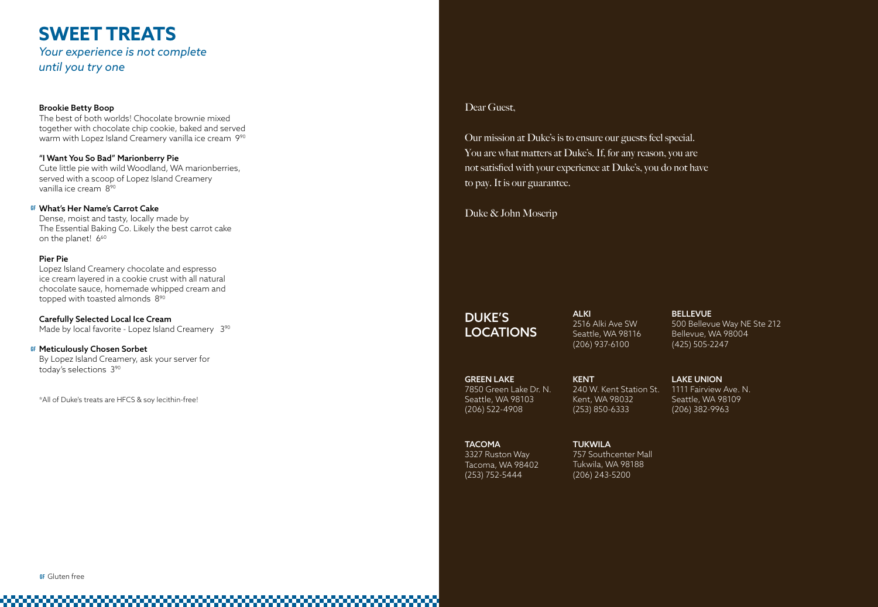# SWEET TREATS

*Your experience is not complete until you try one*

**Brookie Betty Boop**
The best of both worlds! Chocolate brownie mixed together with chocolate chip cookie, baked and served warm with Lopez Island Creamery vanilla ice cream 9.90

**"I Want You So Bad" Marionberry Pie**
Cute little pie with wild Woodland, WA marionberries, served with a scoop of Lopez Island Creamery vanilla ice cream 8.90

GF **What's Her Name's Carrot Cake**
Dense, moist and tasty, locally made by The Essential Baking Co. Likely the best carrot cake on the planet! 6.60

**Pier Pie**
Lopez Island Creamery chocolate and espresso ice cream layered in a cookie crust with all natural chocolate sauce, homemade whipped cream and topped with toasted almonds 8.90

**Carefully Selected Local Ice Cream**
Made by local favorite - Lopez Island Creamery 3.90

GF **Meticulously Chosen Sorbet**
By Lopez Island Creamery, ask your server for today's selections 3.90

*All of Duke's treats are HFCS & soy lecithin-free!

GF Gluten free

Dear Guest,

Our mission at Duke's is to ensure our guests feel special. You are what matters at Duke's. If, for any reason, you are not satisfied with your experience at Duke's, you do not have to pay. It is our guarantee.

Duke & John Moscrip

## DUKE'S LOCATIONS

**ALKI**
2516 Alki Ave SW
Seattle, WA 98116
(206) 937-6100

**BELLEVUE**
500 Bellevue Way NE Ste 212
Bellevue, WA 98004
(425) 505-2247

**GREEN LAKE**
7850 Green Lake Dr. N.
Seattle, WA 98103
(206) 522-4908

**KENT**
240 W. Kent Station St.
Kent, WA 98032
(253) 850-6333

**LAKE UNION**
1111 Fairview Ave. N.
Seattle, WA 98109
(206) 382-9963

**TACOMA**
3327 Ruston Way
Tacoma, WA 98402
(253) 752-5444

**TUKWILA**
757 Southcenter Mall
Tukwila, WA 98188
(206) 243-5200